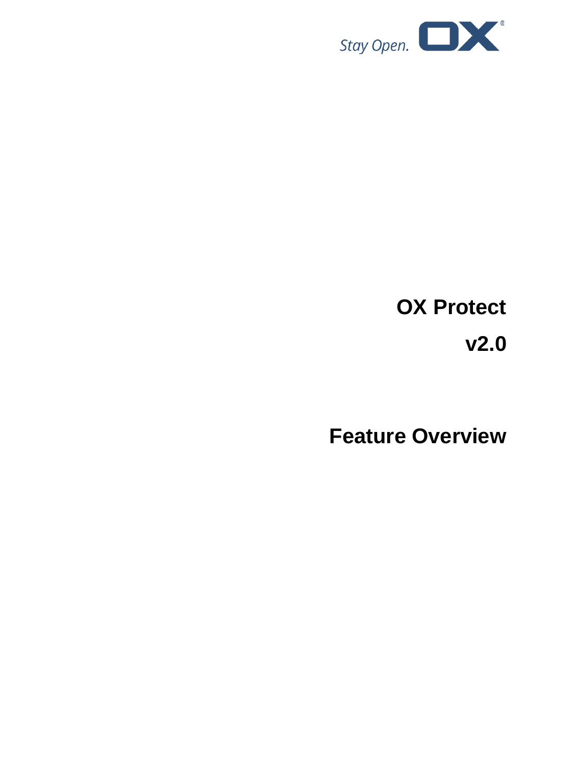Stay Open. OX

# OX Protect

# v2.0

# Feature Overview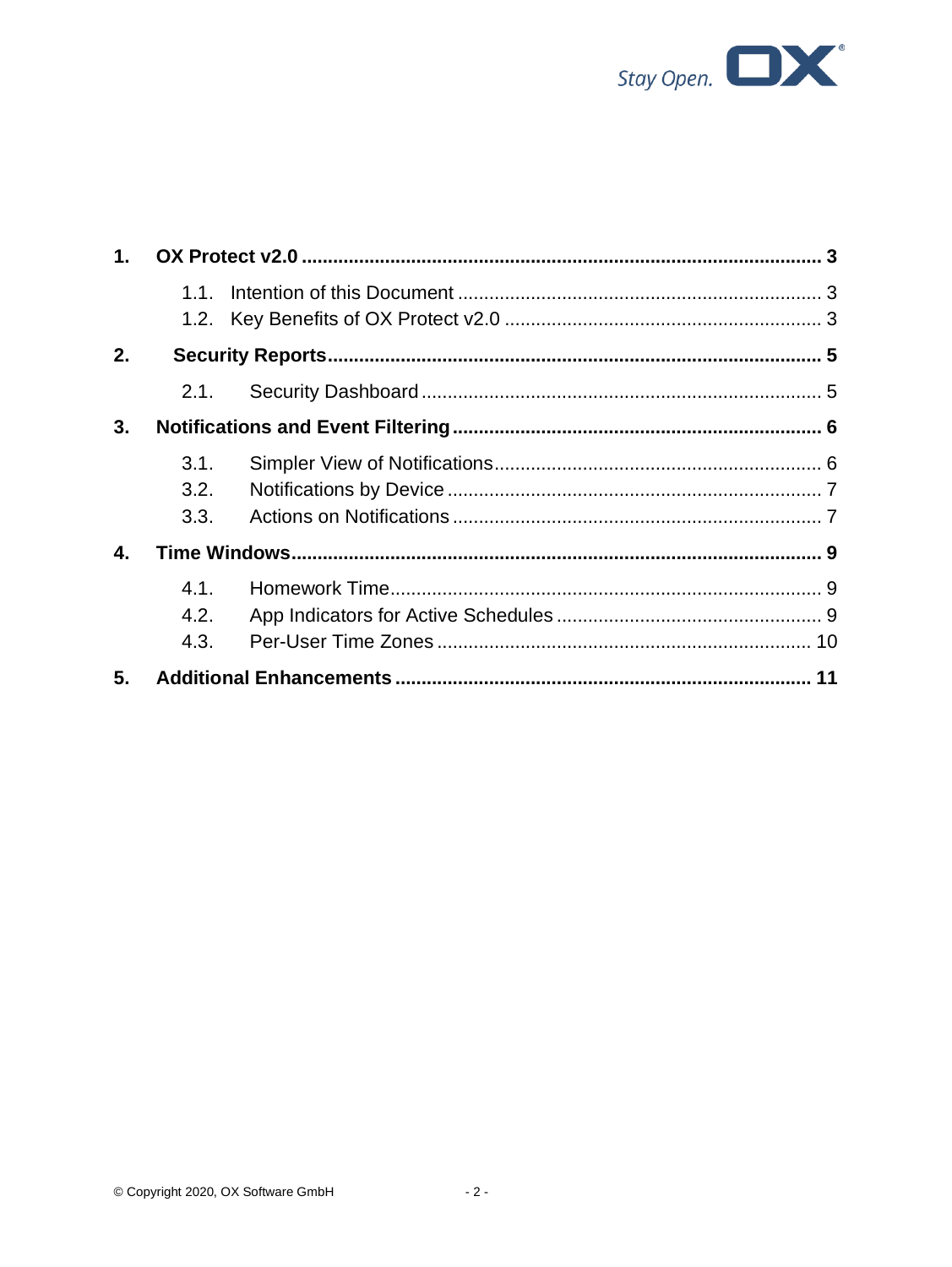**1. OX Protect v2.0 .... 3**

1.1. Intention of this Document .... 3
1.2. Key Benefits of OX Protect v2.0 .... 3

**2. Security Reports .... 5**

2.1. Security Dashboard .... 5

**3. Notifications and Event Filtering .... 6**

3.1. Simpler View of Notifications .... 6
3.2. Notifications by Device .... 7
3.3. Actions on Notifications .... 7

**4. Time Windows .... 9**

4.1. Homework Time .... 9
4.2. App Indicators for Active Schedules .... 9
4.3. Per-User Time Zones .... 10

**5. Additional Enhancements .... 11**

© Copyright 2020, OX Software GmbH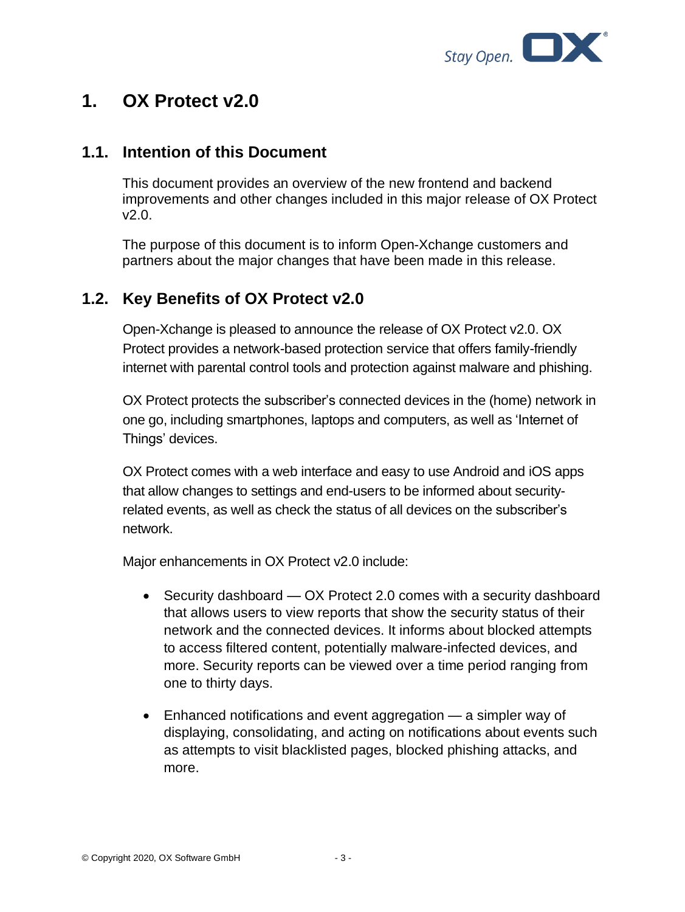# 1. OX Protect v2.0

## 1.1. Intention of this Document

This document provides an overview of the new frontend and backend improvements and other changes included in this major release of OX Protect v2.0.

The purpose of this document is to inform Open-Xchange customers and partners about the major changes that have been made in this release.

## 1.2. Key Benefits of OX Protect v2.0

Open-Xchange is pleased to announce the release of OX Protect v2.0. OX Protect provides a network-based protection service that offers family-friendly internet with parental control tools and protection against malware and phishing.

OX Protect protects the subscriber's connected devices in the (home) network in one go, including smartphones, laptops and computers, as well as 'Internet of Things' devices.

OX Protect comes with a web interface and easy to use Android and iOS apps that allow changes to settings and end-users to be informed about security-related events, as well as check the status of all devices on the subscriber's network.

Major enhancements in OX Protect v2.0 include:

- Security dashboard — OX Protect 2.0 comes with a security dashboard that allows users to view reports that show the security status of their network and the connected devices. It informs about blocked attempts to access filtered content, potentially malware-infected devices, and more. Security reports can be viewed over a time period ranging from one to thirty days.
- Enhanced notifications and event aggregation — a simpler way of displaying, consolidating, and acting on notifications about events such as attempts to visit blacklisted pages, blocked phishing attacks, and more.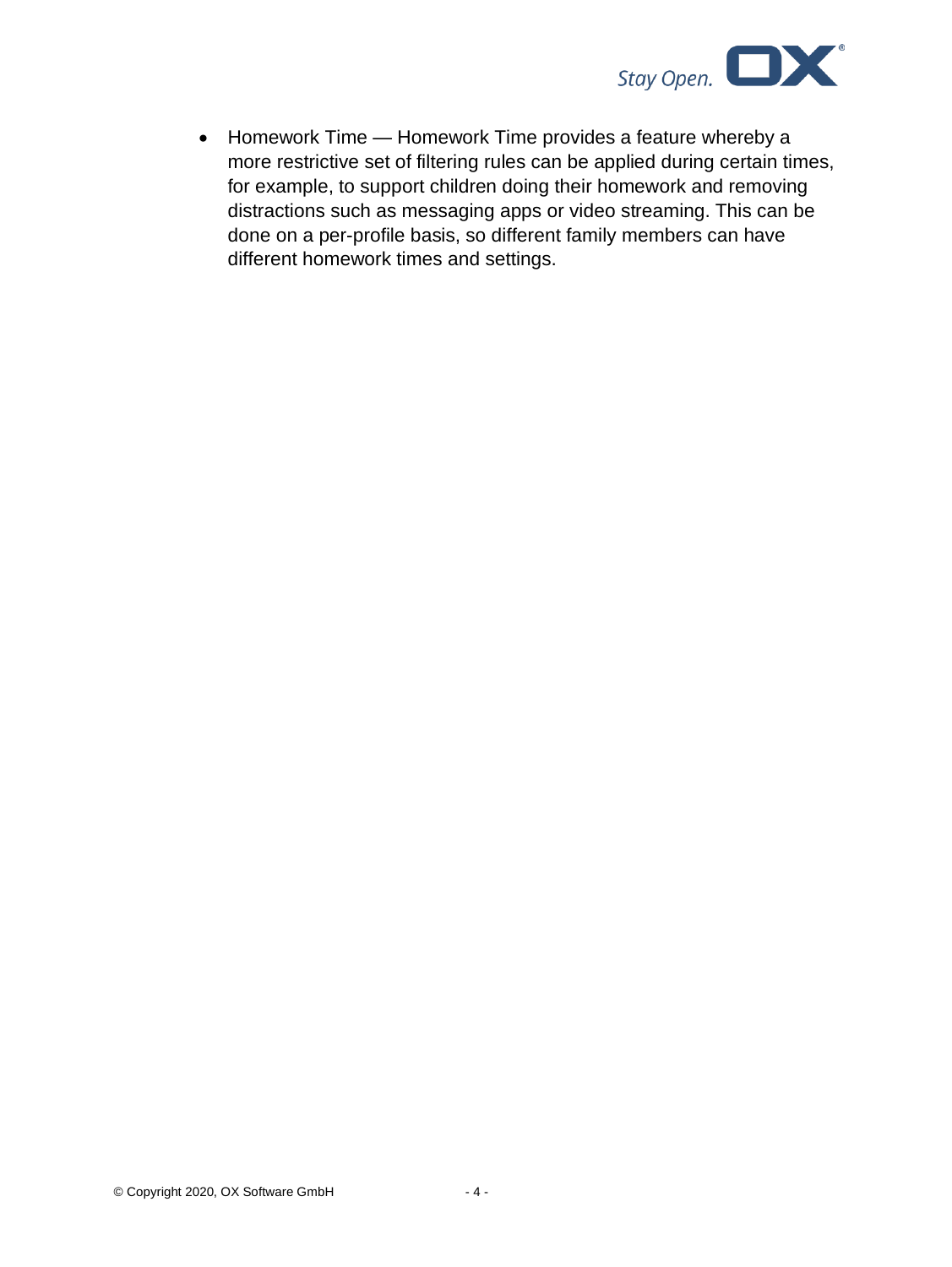- Homework Time — Homework Time provides a feature whereby a more restrictive set of filtering rules can be applied during certain times, for example, to support children doing their homework and removing distractions such as messaging apps or video streaming. This can be done on a per-profile basis, so different family members can have different homework times and settings.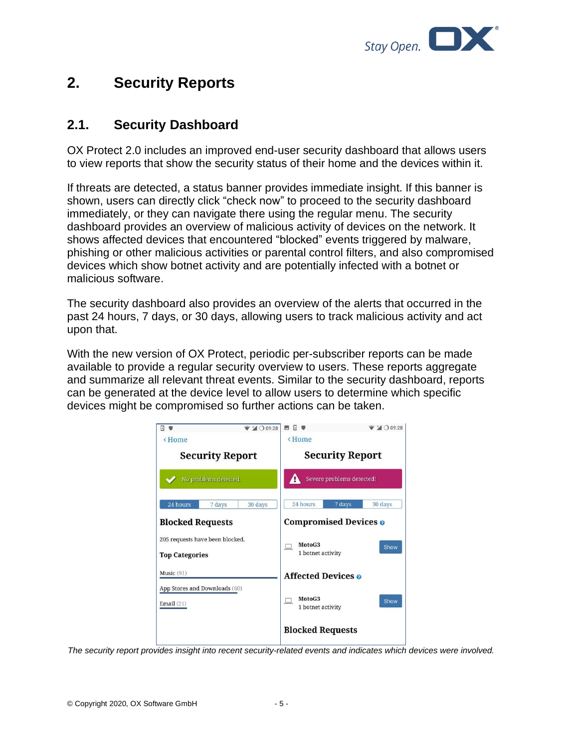# 2. Security Reports

## 2.1. Security Dashboard

OX Protect 2.0 includes an improved end-user security dashboard that allows users to view reports that show the security status of their home and the devices within it.

If threats are detected, a status banner provides immediate insight. If this banner is shown, users can directly click “check now” to proceed to the security dashboard immediately, or they can navigate there using the regular menu. The security dashboard provides an overview of malicious activity of devices on the network. It shows affected devices that encountered “blocked” events triggered by malware, phishing or other malicious activities or parental control filters, and also compromised devices which show botnet activity and are potentially infected with a botnet or malicious software.

The security dashboard also provides an overview of the alerts that occurred in the past 24 hours, 7 days, or 30 days, allowing users to track malicious activity and act upon that.

With the new version of OX Protect, periodic per-subscriber reports can be made available to provide a regular security overview to users. These reports aggregate and summarize all relevant threat events. Similar to the security dashboard, reports can be generated at the device level to allow users to determine which specific devices might be compromised so further actions can be taken.

*The security report provides insight into recent security-related events and indicates which devices were involved.*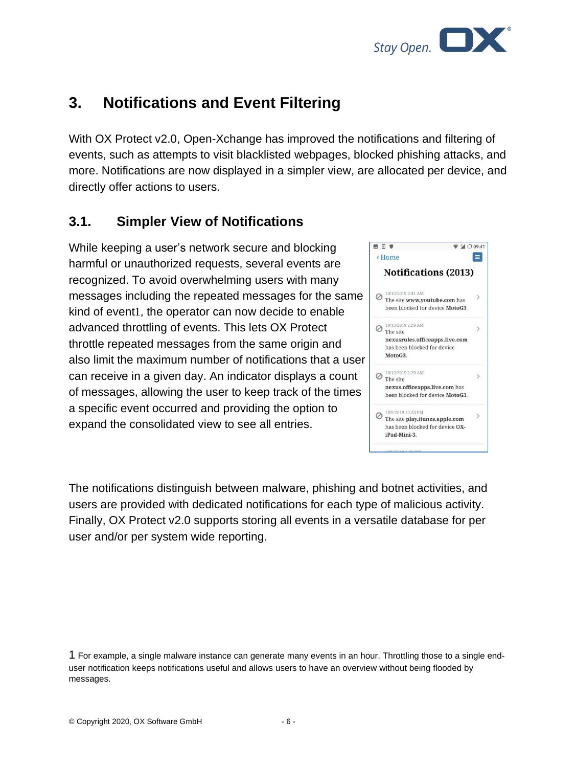# 3. Notifications and Event Filtering

With OX Protect v2.0, Open-Xchange has improved the notifications and filtering of events, such as attempts to visit blacklisted webpages, blocked phishing attacks, and more. Notifications are now displayed in a simpler view, are allocated per device, and directly offer actions to users.

## 3.1. Simpler View of Notifications

While keeping a user's network secure and blocking harmful or unauthorized requests, several events are recognized. To avoid overwhelming users with many messages including the repeated messages for the same kind of event[1], the operator can now decide to enable advanced throttling of events. This lets OX Protect throttle repeated messages from the same origin and also limit the maximum number of notifications that a user can receive in a given day. An indicator displays a count of messages, allowing the user to keep track of the times a specific event occurred and providing the option to expand the consolidated view to see all entries.

The notifications distinguish between malware, phishing and botnet activities, and users are provided with dedicated notifications for each type of malicious activity. Finally, OX Protect v2.0 supports storing all events in a versatile database for per user and/or per system wide reporting.

1 For example, a single malware instance can generate many events in an hour. Throttling those to a single end-user notification keeps notifications useful and allows users to have an overview without being flooded by messages.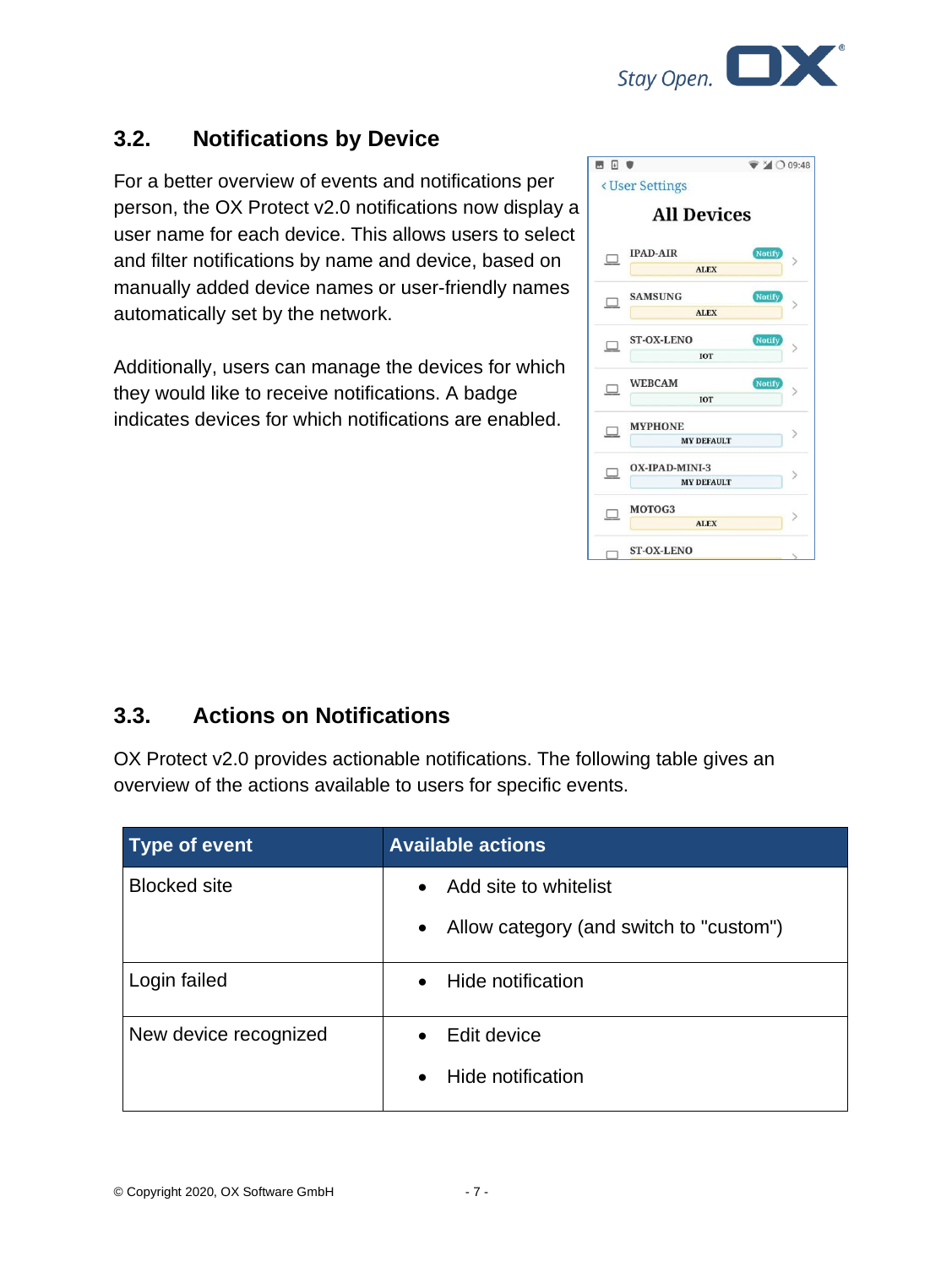## 3.2. Notifications by Device

For a better overview of events and notifications per person, the OX Protect v2.0 notifications now display a user name for each device. This allows users to select and filter notifications by name and device, based on manually added device names or user-friendly names automatically set by the network.

Additionally, users can manage the devices for which they would like to receive notifications. A badge indicates devices for which notifications are enabled.

## 3.3. Actions on Notifications

OX Protect v2.0 provides actionable notifications. The following table gives an overview of the actions available to users for specific events.

| Type of event | Available actions |
|---|---|
| Blocked site | • Add site to whitelist<br>• Allow category (and switch to "custom") |
| Login failed | • Hide notification |
| New device recognized | • Edit device<br>• Hide notification |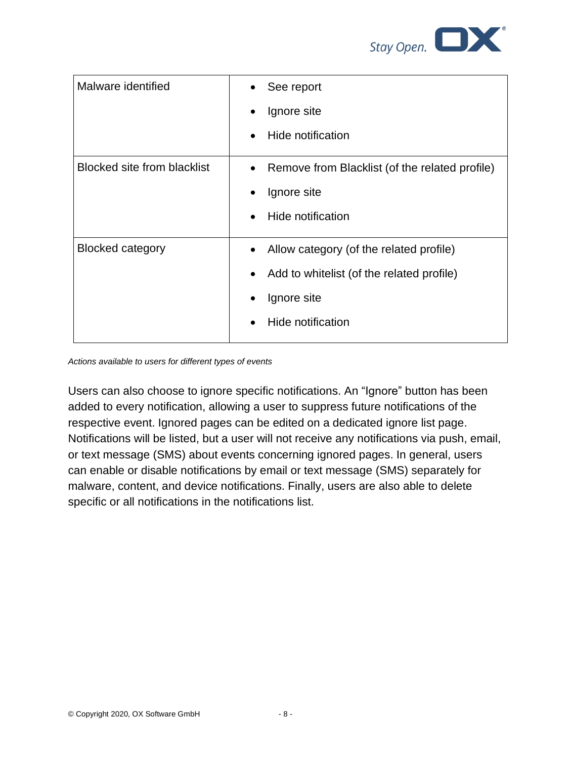| | |
|---|---|
| Malware identified | • See report<br>• Ignore site<br>• Hide notification |
| Blocked site from blacklist | • Remove from Blacklist (of the related profile)<br>• Ignore site<br>• Hide notification |
| Blocked category | • Allow category (of the related profile)<br>• Add to whitelist (of the related profile)<br>• Ignore site<br>• Hide notification |

*Actions available to users for different types of events*

Users can also choose to ignore specific notifications. An “Ignore” button has been added to every notification, allowing a user to suppress future notifications of the respective event. Ignored pages can be edited on a dedicated ignore list page. Notifications will be listed, but a user will not receive any notifications via push, email, or text message (SMS) about events concerning ignored pages. In general, users can enable or disable notifications by email or text message (SMS) separately for malware, content, and device notifications. Finally, users are also able to delete specific or all notifications in the notifications list.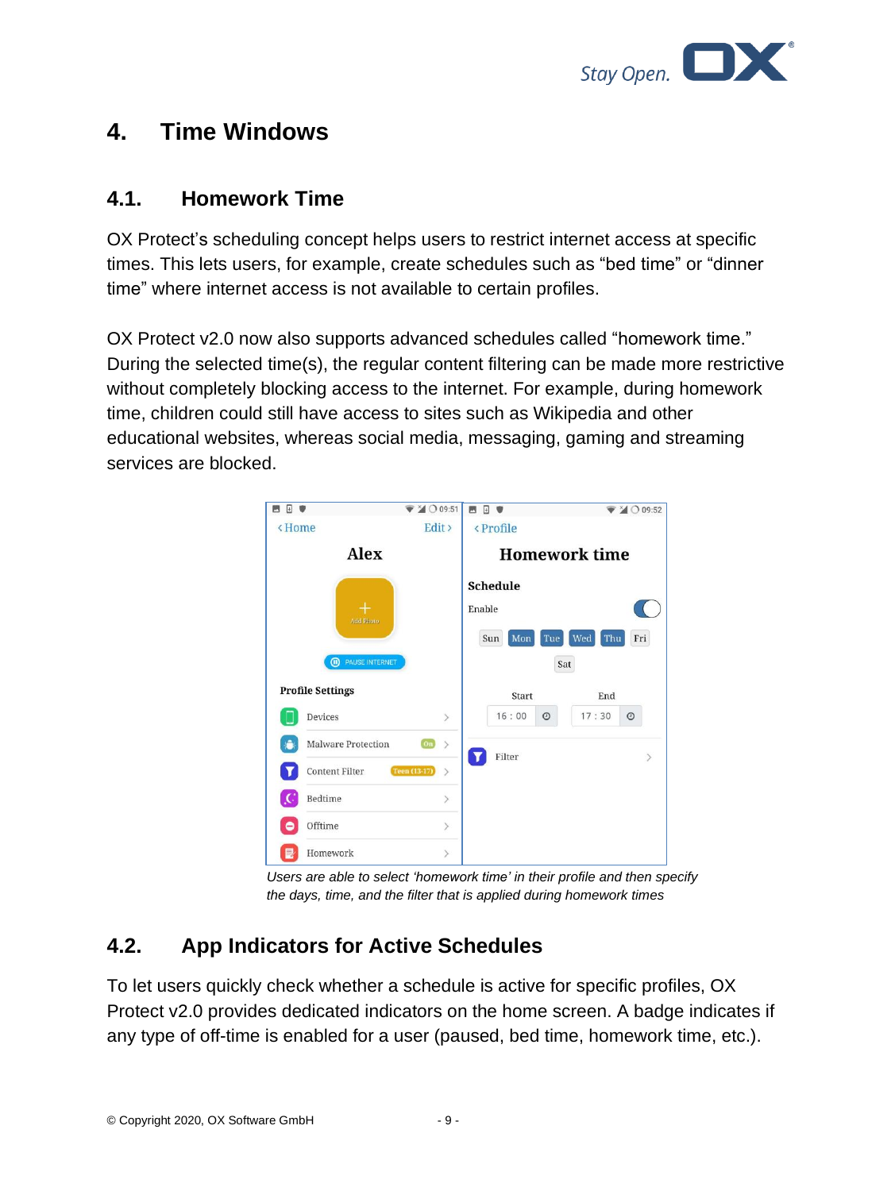# 4. Time Windows

## 4.1. Homework Time

OX Protect's scheduling concept helps users to restrict internet access at specific times. This lets users, for example, create schedules such as "bed time" or "dinner time" where internet access is not available to certain profiles.

OX Protect v2.0 now also supports advanced schedules called "homework time." During the selected time(s), the regular content filtering can be made more restrictive without completely blocking access to the internet. For example, during homework time, children could still have access to sites such as Wikipedia and other educational websites, whereas social media, messaging, gaming and streaming services are blocked.

*Users are able to select 'homework time' in their profile and then specify the days, time, and the filter that is applied during homework times*

## 4.2. App Indicators for Active Schedules

To let users quickly check whether a schedule is active for specific profiles, OX Protect v2.0 provides dedicated indicators on the home screen. A badge indicates if any type of off-time is enabled for a user (paused, bed time, homework time, etc.).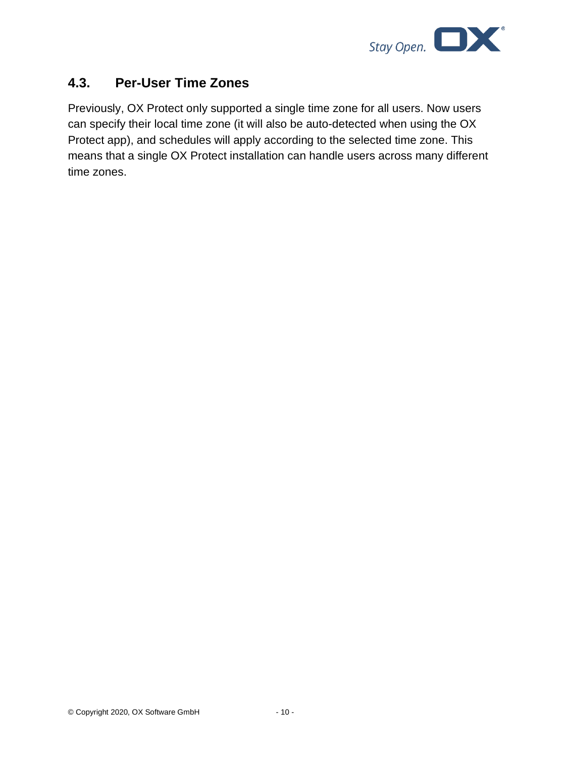## 4.3. Per-User Time Zones

Previously, OX Protect only supported a single time zone for all users. Now users can specify their local time zone (it will also be auto-detected when using the OX Protect app), and schedules will apply according to the selected time zone. This means that a single OX Protect installation can handle users across many different time zones.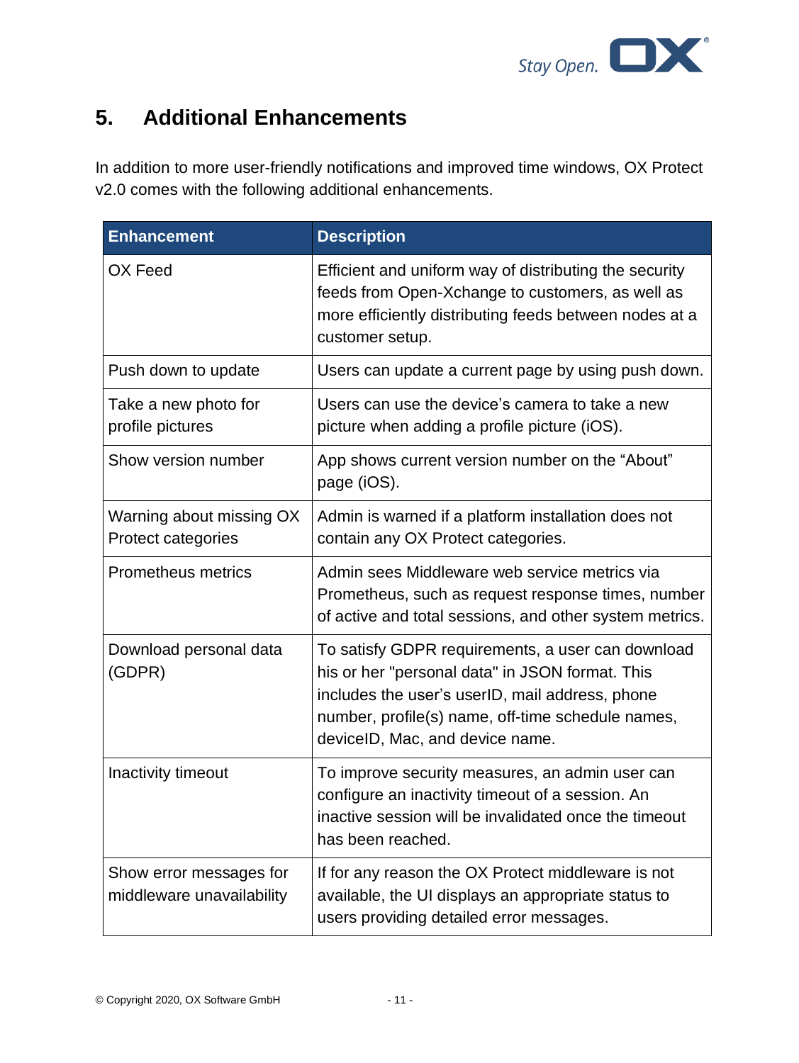## 5. Additional Enhancements

In addition to more user-friendly notifications and improved time windows, OX Protect v2.0 comes with the following additional enhancements.

| Enhancement | Description |
|---|---|
| OX Feed | Efficient and uniform way of distributing the security feeds from Open-Xchange to customers, as well as more efficiently distributing feeds between nodes at a customer setup. |
| Push down to update | Users can update a current page by using push down. |
| Take a new photo for profile pictures | Users can use the device's camera to take a new picture when adding a profile picture (iOS). |
| Show version number | App shows current version number on the "About" page (iOS). |
| Warning about missing OX Protect categories | Admin is warned if a platform installation does not contain any OX Protect categories. |
| Prometheus metrics | Admin sees Middleware web service metrics via Prometheus, such as request response times, number of active and total sessions, and other system metrics. |
| Download personal data (GDPR) | To satisfy GDPR requirements, a user can download his or her "personal data" in JSON format. This includes the user's userID, mail address, phone number, profile(s) name, off-time schedule names, deviceID, Mac, and device name. |
| Inactivity timeout | To improve security measures, an admin user can configure an inactivity timeout of a session. An inactive session will be invalidated once the timeout has been reached. |
| Show error messages for middleware unavailability | If for any reason the OX Protect middleware is not available, the UI displays an appropriate status to users providing detailed error messages. |

© Copyright 2020, OX Software GmbH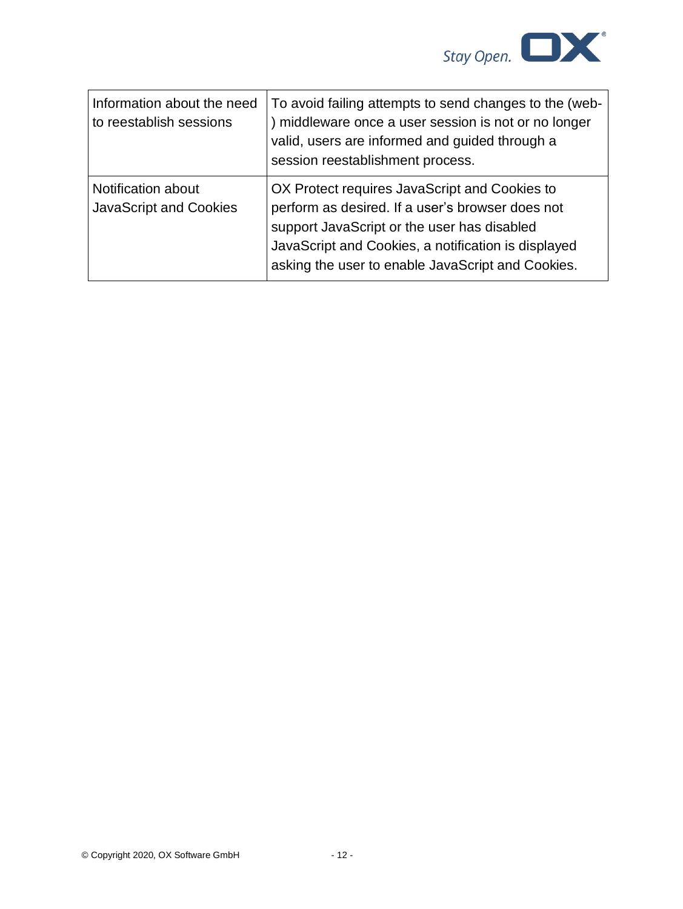| | |
|---|---|
| Information about the need to reestablish sessions | To avoid failing attempts to send changes to the (web-) middleware once a user session is not or no longer valid, users are informed and guided through a session reestablishment process. |
| Notification about JavaScript and Cookies | OX Protect requires JavaScript and Cookies to perform as desired. If a user's browser does not support JavaScript or the user has disabled JavaScript and Cookies, a notification is displayed asking the user to enable JavaScript and Cookies. |